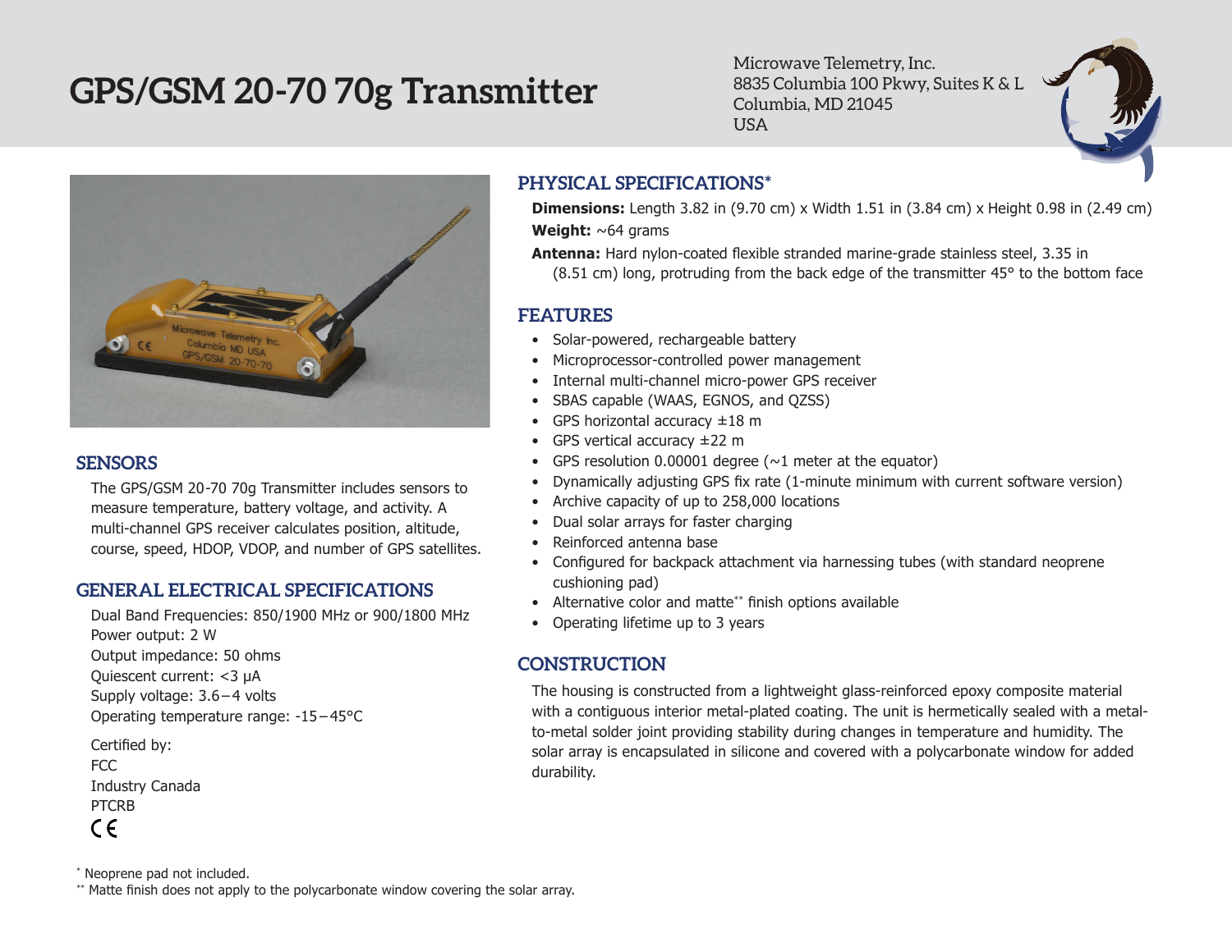# GPS/GSM 20-70 70g Transmitter

Microwave Telemetry, Inc.
8835 Columbia 100 Pkwy, Suites K & L
Columbia, MD 21045
USA

## SENSORS

The GPS/GSM 20-70 70g Transmitter includes sensors to measure temperature, battery voltage, and activity. A multi-channel GPS receiver calculates position, altitude, course, speed, HDOP, VDOP, and number of GPS satellites.

## GENERAL ELECTRICAL SPECIFICATIONS

Dual Band Frequencies: 850/1900 MHz or 900/1800 MHz
Power output: 2 W
Output impedance: 50 ohms
Quiescent current: <3 μA
Supply voltage: 3.6–4 volts
Operating temperature range: -15–45°C

Certified by:
FCC
Industry Canada
PTCRB
CE

## PHYSICAL SPECIFICATIONS*

**Dimensions:** Length 3.82 in (9.70 cm) x Width 1.51 in (3.84 cm) x Height 0.98 in (2.49 cm)

**Weight:** ~64 grams

**Antenna:** Hard nylon-coated flexible stranded marine-grade stainless steel, 3.35 in (8.51 cm) long, protruding from the back edge of the transmitter 45° to the bottom face

## FEATURES

- Solar-powered, rechargeable battery
- Microprocessor-controlled power management
- Internal multi-channel micro-power GPS receiver
- SBAS capable (WAAS, EGNOS, and QZSS)
- GPS horizontal accuracy ±18 m
- GPS vertical accuracy ±22 m
- GPS resolution 0.00001 degree (~1 meter at the equator)
- Dynamically adjusting GPS fix rate (1-minute minimum with current software version)
- Archive capacity of up to 258,000 locations
- Dual solar arrays for faster charging
- Reinforced antenna base
- Configured for backpack attachment via harnessing tubes (with standard neoprene cushioning pad)
- Alternative color and matte** finish options available
- Operating lifetime up to 3 years

## CONSTRUCTION

The housing is constructed from a lightweight glass-reinforced epoxy composite material with a contiguous interior metal-plated coating. The unit is hermetically sealed with a metal-to-metal solder joint providing stability during changes in temperature and humidity. The solar array is encapsulated in silicone and covered with a polycarbonate window for added durability.

* Neoprene pad not included.
** Matte finish does not apply to the polycarbonate window covering the solar array.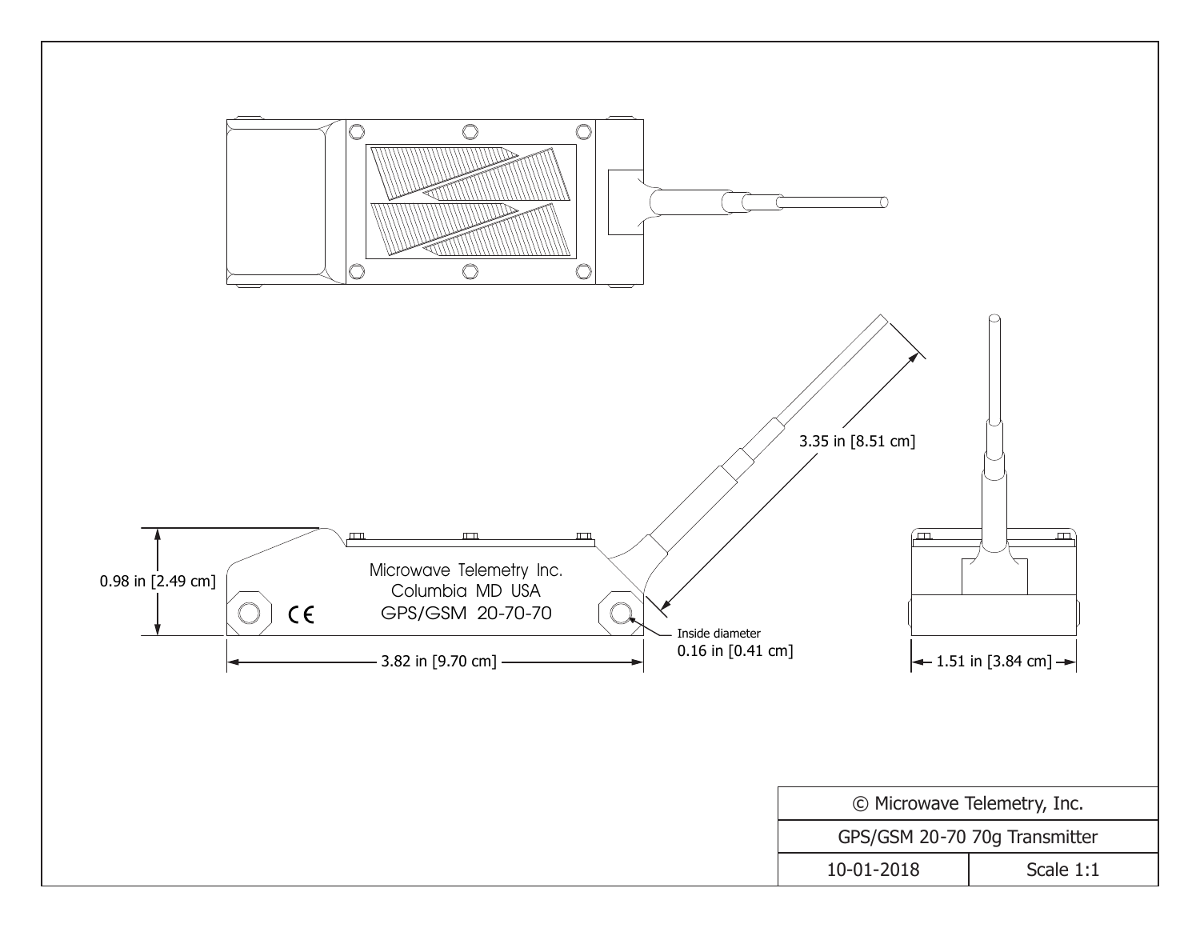0.98 in [2.49 cm]

Microwave Telemetry Inc.
Columbia MD USA
GPS/GSM 20-70-70

CE

3.82 in [9.70 cm]

3.35 in [8.51 cm]

Inside diameter
0.16 in [0.41 cm]

1.51 in [3.84 cm]

| | |
|---|---|
| © Microwave Telemetry, Inc. | |
| GPS/GSM 20-70 70g Transmitter | |
| 10-01-2018 | Scale 1:1 |